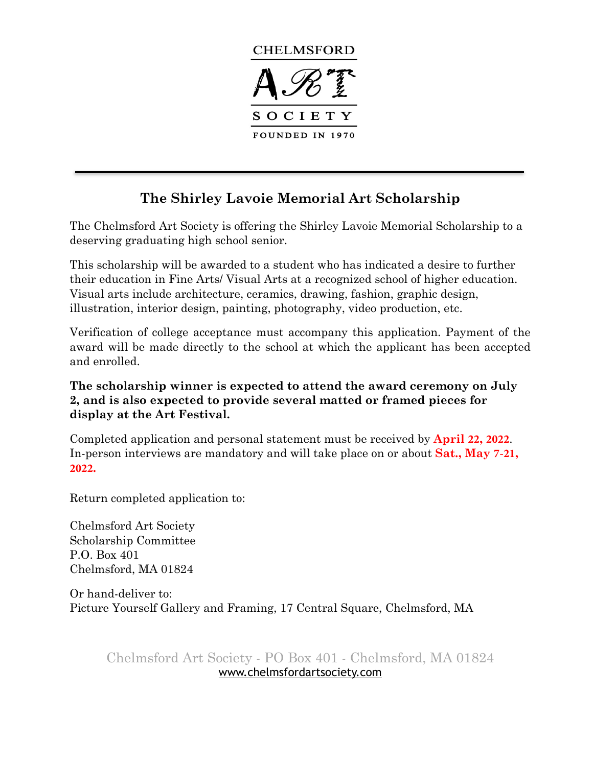CHELMSFORD

ART

SOCIETY

FOUNDED IN 1970

---

## The Shirley Lavoie Memorial Art Scholarship

The Chelmsford Art Society is offering the Shirley Lavoie Memorial Scholarship to a deserving graduating high school senior.

This scholarship will be awarded to a student who has indicated a desire to further their education in Fine Arts/ Visual Arts at a recognized school of higher education. Visual arts include architecture, ceramics, drawing, fashion, graphic design, illustration, interior design, painting, photography, video production, etc.

Verification of college acceptance must accompany this application. Payment of the award will be made directly to the school at which the applicant has been accepted and enrolled.

**The scholarship winner is expected to attend the award ceremony on July 2, and is also expected to provide several matted or framed pieces for display at the Art Festival.**

Completed application and personal statement must be received by **April 22, 2022**. In-person interviews are mandatory and will take place on or about **Sat., May 7-21, 2022.**

Return completed application to:

Chelmsford Art Society
Scholarship Committee
P.O. Box 401
Chelmsford, MA 01824

Or hand-deliver to:
Picture Yourself Gallery and Framing, 17 Central Square, Chelmsford, MA

Chelmsford Art Society - PO Box 401 - Chelmsford, MA 01824
www.chelmsfordartsociety.com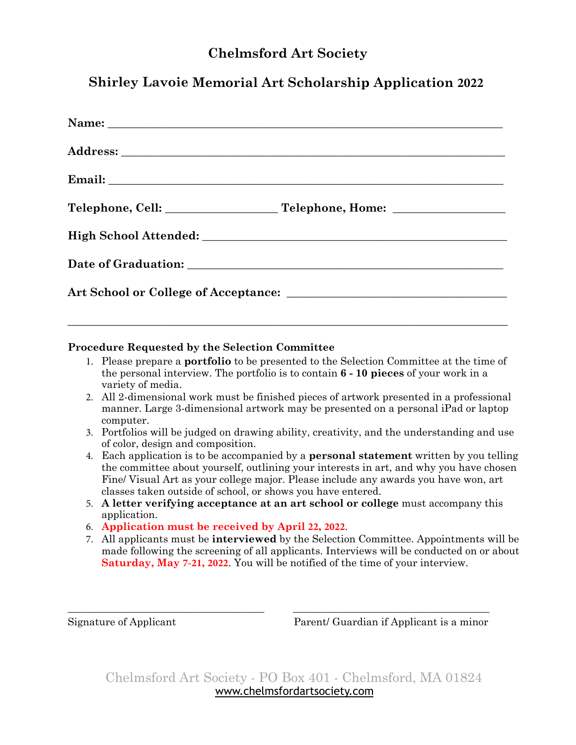# Chelmsford Art Society

## Shirley Lavoie Memorial Art Scholarship Application 2022

**Name:** ______________________________________________________________

**Address:** ____________________________________________________________

**Email:** ______________________________________________________________

**Telephone, Cell:** ________________ **Telephone, Home:** ________________

**High School Attended:** ______________________________________________

**Date of Graduation:** ________________________________________________

**Art School or College of Acceptance:** ______________________________

___________________________________________________________________________

**Procedure Requested by the Selection Committee**

1. Please prepare a **portfolio** to be presented to the Selection Committee at the time of the personal interview. The portfolio is to contain **6 - 10 pieces** of your work in a variety of media.
2. All 2-dimensional work must be finished pieces of artwork presented in a professional manner. Large 3-dimensional artwork may be presented on a personal iPad or laptop computer.
3. Portfolios will be judged on drawing ability, creativity, and the understanding and use of color, design and composition.
4. Each application is to be accompanied by a **personal statement** written by you telling the committee about yourself, outlining your interests in art, and why you have chosen Fine/ Visual Art as your college major. Please include any awards you have won, art classes taken outside of school, or shows you have entered.
5. **A letter verifying acceptance at an art school or college** must accompany this application.
6. **Application must be received by April 22, 2022**.
7. All applicants must be **interviewed** by the Selection Committee. Appointments will be made following the screening of all applicants. Interviews will be conducted on or about **Saturday, May 7-21, 2022**. You will be notified of the time of your interview.

_______________________________ &nbsp;&nbsp;&nbsp;&nbsp; _______________________________

Signature of Applicant &nbsp;&nbsp;&nbsp;&nbsp; Parent/ Guardian if Applicant is a minor

Chelmsford Art Society - PO Box 401 - Chelmsford, MA 01824

www.chelmsfordartsociety.com